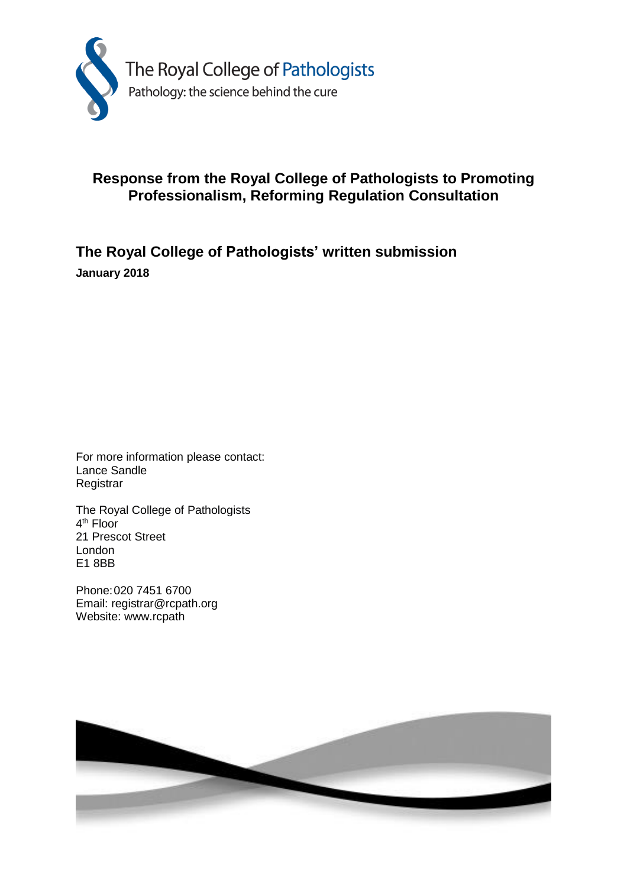The Royal College of Pathologists

Pathology: the science behind the cure

# Response from the Royal College of Pathologists to Promoting Professionalism, Reforming Regulation Consultation

## The Royal College of Pathologists' written submission

**January 2018**

For more information please contact:
Lance Sandle
Registrar

The Royal College of Pathologists
4th Floor
21 Prescot Street
London
E1 8BB

Phone: 020 7451 6700
Email: registrar@rcpath.org
Website: www.rcpath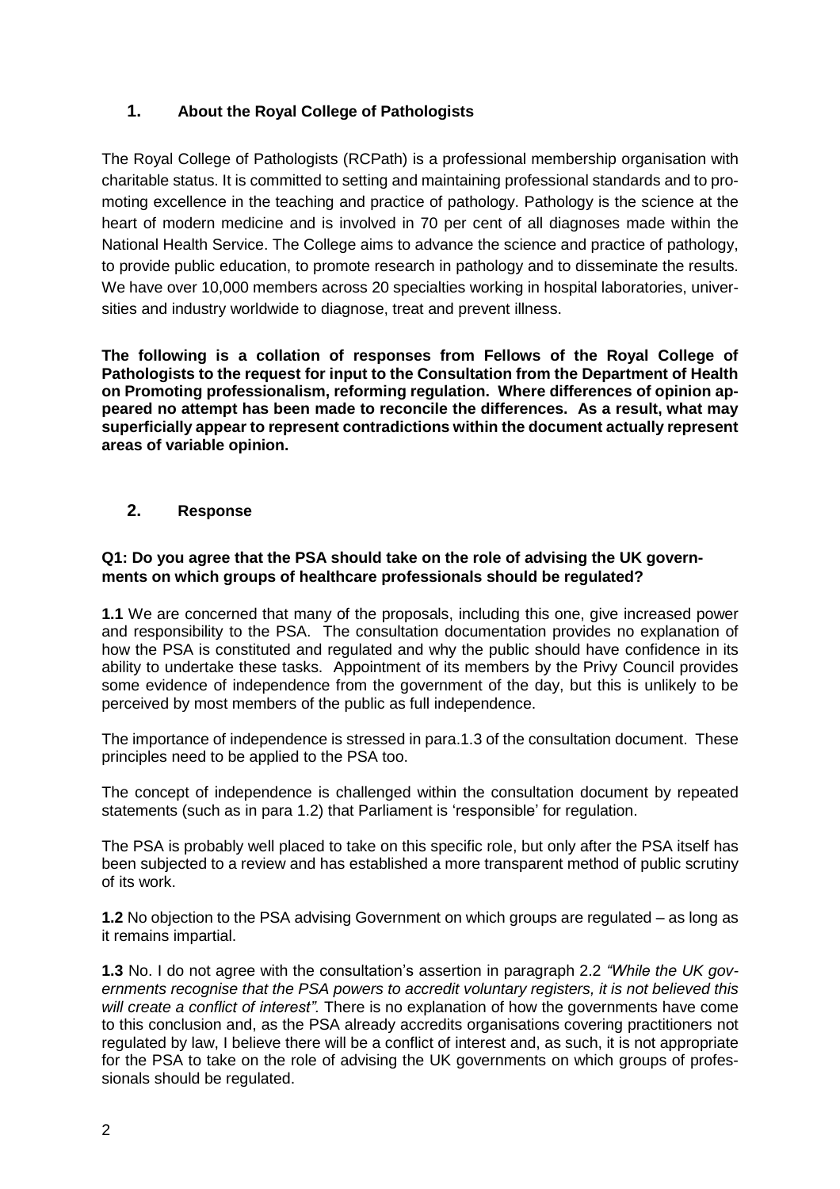## 1. About the Royal College of Pathologists

The Royal College of Pathologists (RCPath) is a professional membership organisation with charitable status. It is committed to setting and maintaining professional standards and to promoting excellence in the teaching and practice of pathology. Pathology is the science at the heart of modern medicine and is involved in 70 per cent of all diagnoses made within the National Health Service. The College aims to advance the science and practice of pathology, to provide public education, to promote research in pathology and to disseminate the results. We have over 10,000 members across 20 specialties working in hospital laboratories, universities and industry worldwide to diagnose, treat and prevent illness.

**The following is a collation of responses from Fellows of the Royal College of Pathologists to the request for input to the Consultation from the Department of Health on Promoting professionalism, reforming regulation. Where differences of opinion appeared no attempt has been made to reconcile the differences. As a result, what may superficially appear to represent contradictions within the document actually represent areas of variable opinion.**

## 2. Response

**Q1: Do you agree that the PSA should take on the role of advising the UK governments on which groups of healthcare professionals should be regulated?**

**1.1** We are concerned that many of the proposals, including this one, give increased power and responsibility to the PSA. The consultation documentation provides no explanation of how the PSA is constituted and regulated and why the public should have confidence in its ability to undertake these tasks. Appointment of its members by the Privy Council provides some evidence of independence from the government of the day, but this is unlikely to be perceived by most members of the public as full independence.

The importance of independence is stressed in para.1.3 of the consultation document. These principles need to be applied to the PSA too.

The concept of independence is challenged within the consultation document by repeated statements (such as in para 1.2) that Parliament is 'responsible' for regulation.

The PSA is probably well placed to take on this specific role, but only after the PSA itself has been subjected to a review and has established a more transparent method of public scrutiny of its work.

**1.2** No objection to the PSA advising Government on which groups are regulated – as long as it remains impartial.

**1.3** No. I do not agree with the consultation's assertion in paragraph 2.2 *"While the UK governments recognise that the PSA powers to accredit voluntary registers, it is not believed this will create a conflict of interest".* There is no explanation of how the governments have come to this conclusion and, as the PSA already accredits organisations covering practitioners not regulated by law, I believe there will be a conflict of interest and, as such, it is not appropriate for the PSA to take on the role of advising the UK governments on which groups of professionals should be regulated.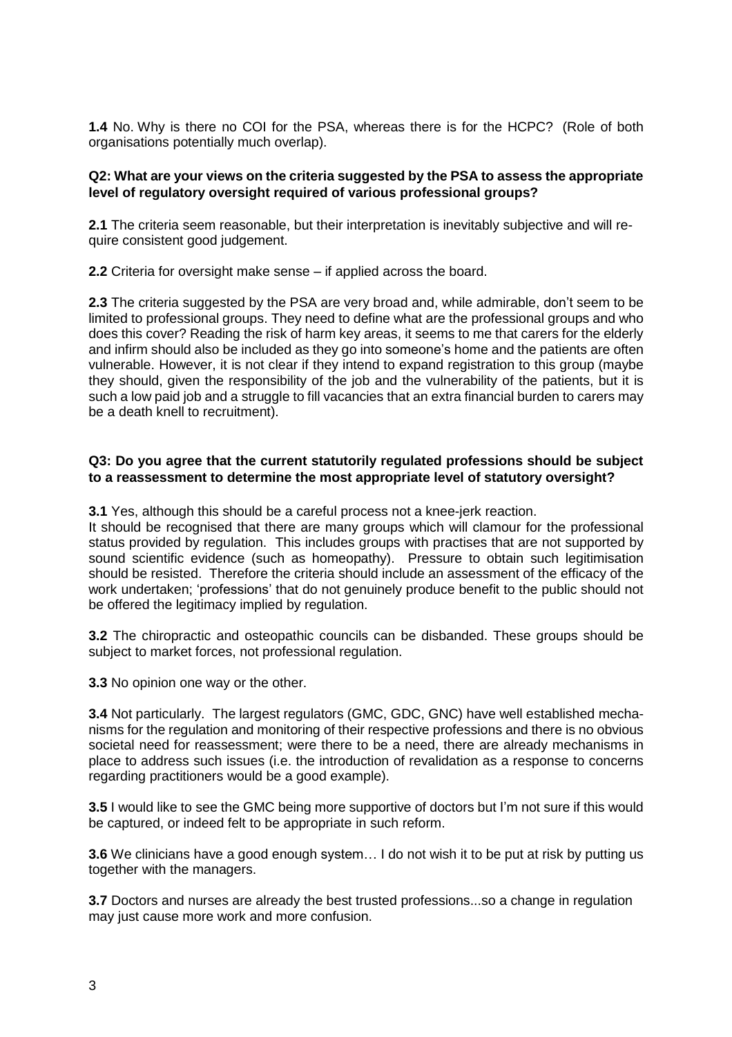**1.4** No. Why is there no COI for the PSA, whereas there is for the HCPC? (Role of both organisations potentially much overlap).

**Q2: What are your views on the criteria suggested by the PSA to assess the appropriate level of regulatory oversight required of various professional groups?**

**2.1** The criteria seem reasonable, but their interpretation is inevitably subjective and will require consistent good judgement.

**2.2** Criteria for oversight make sense – if applied across the board.

**2.3** The criteria suggested by the PSA are very broad and, while admirable, don't seem to be limited to professional groups. They need to define what are the professional groups and who does this cover? Reading the risk of harm key areas, it seems to me that carers for the elderly and infirm should also be included as they go into someone's home and the patients are often vulnerable. However, it is not clear if they intend to expand registration to this group (maybe they should, given the responsibility of the job and the vulnerability of the patients, but it is such a low paid job and a struggle to fill vacancies that an extra financial burden to carers may be a death knell to recruitment).

**Q3: Do you agree that the current statutorily regulated professions should be subject to a reassessment to determine the most appropriate level of statutory oversight?**

**3.1** Yes, although this should be a careful process not a knee-jerk reaction.
It should be recognised that there are many groups which will clamour for the professional status provided by regulation. This includes groups with practises that are not supported by sound scientific evidence (such as homeopathy). Pressure to obtain such legitimisation should be resisted. Therefore the criteria should include an assessment of the efficacy of the work undertaken; 'professions' that do not genuinely produce benefit to the public should not be offered the legitimacy implied by regulation.

**3.2** The chiropractic and osteopathic councils can be disbanded. These groups should be subject to market forces, not professional regulation.

**3.3** No opinion one way or the other.

**3.4** Not particularly. The largest regulators (GMC, GDC, GNC) have well established mechanisms for the regulation and monitoring of their respective professions and there is no obvious societal need for reassessment; were there to be a need, there are already mechanisms in place to address such issues (i.e. the introduction of revalidation as a response to concerns regarding practitioners would be a good example).

**3.5** I would like to see the GMC being more supportive of doctors but I'm not sure if this would be captured, or indeed felt to be appropriate in such reform.

**3.6** We clinicians have a good enough system… I do not wish it to be put at risk by putting us together with the managers.

**3.7** Doctors and nurses are already the best trusted professions...so a change in regulation may just cause more work and more confusion.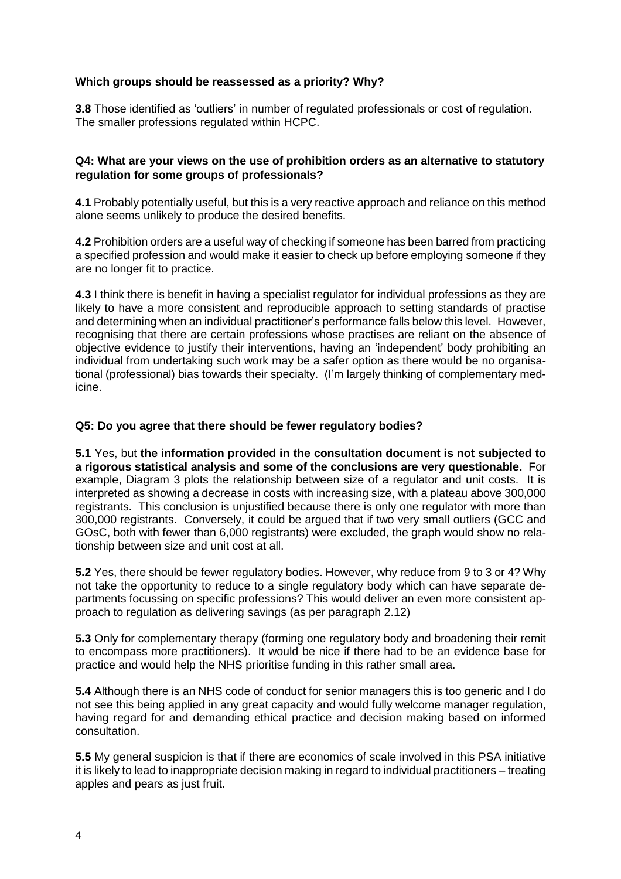**Which groups should be reassessed as a priority? Why?**

**3.8** Those identified as 'outliers' in number of regulated professionals or cost of regulation. The smaller professions regulated within HCPC.

**Q4: What are your views on the use of prohibition orders as an alternative to statutory regulation for some groups of professionals?**

**4.1** Probably potentially useful, but this is a very reactive approach and reliance on this method alone seems unlikely to produce the desired benefits.

**4.2** Prohibition orders are a useful way of checking if someone has been barred from practicing a specified profession and would make it easier to check up before employing someone if they are no longer fit to practice.

**4.3** I think there is benefit in having a specialist regulator for individual professions as they are likely to have a more consistent and reproducible approach to setting standards of practise and determining when an individual practitioner's performance falls below this level. However, recognising that there are certain professions whose practises are reliant on the absence of objective evidence to justify their interventions, having an 'independent' body prohibiting an individual from undertaking such work may be a safer option as there would be no organisational (professional) bias towards their specialty. (I'm largely thinking of complementary medicine.

**Q5: Do you agree that there should be fewer regulatory bodies?**

**5.1** Yes, but **the information provided in the consultation document is not subjected to a rigorous statistical analysis and some of the conclusions are very questionable.** For example, Diagram 3 plots the relationship between size of a regulator and unit costs. It is interpreted as showing a decrease in costs with increasing size, with a plateau above 300,000 registrants. This conclusion is unjustified because there is only one regulator with more than 300,000 registrants. Conversely, it could be argued that if two very small outliers (GCC and GOsC, both with fewer than 6,000 registrants) were excluded, the graph would show no relationship between size and unit cost at all.

**5.2** Yes, there should be fewer regulatory bodies. However, why reduce from 9 to 3 or 4? Why not take the opportunity to reduce to a single regulatory body which can have separate departments focussing on specific professions? This would deliver an even more consistent approach to regulation as delivering savings (as per paragraph 2.12)

**5.3** Only for complementary therapy (forming one regulatory body and broadening their remit to encompass more practitioners). It would be nice if there had to be an evidence base for practice and would help the NHS prioritise funding in this rather small area.

**5.4** Although there is an NHS code of conduct for senior managers this is too generic and I do not see this being applied in any great capacity and would fully welcome manager regulation, having regard for and demanding ethical practice and decision making based on informed consultation.

**5.5** My general suspicion is that if there are economics of scale involved in this PSA initiative it is likely to lead to inappropriate decision making in regard to individual practitioners – treating apples and pears as just fruit.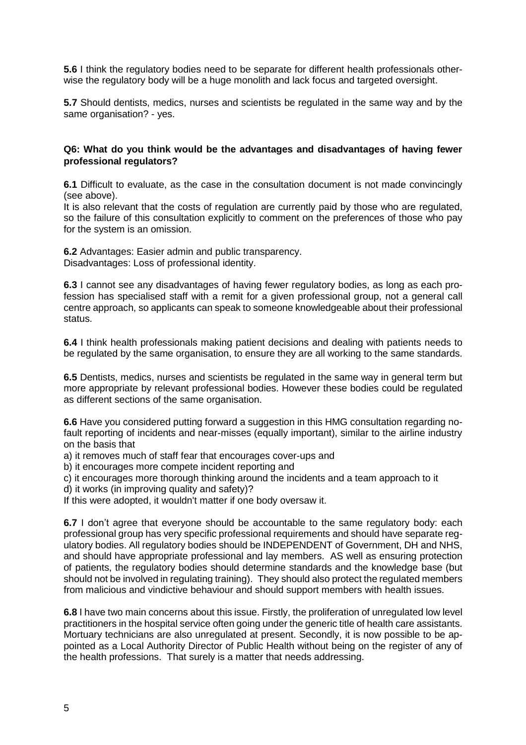**5.6** I think the regulatory bodies need to be separate for different health professionals otherwise the regulatory body will be a huge monolith and lack focus and targeted oversight.

**5.7** Should dentists, medics, nurses and scientists be regulated in the same way and by the same organisation? - yes.

**Q6: What do you think would be the advantages and disadvantages of having fewer professional regulators?**

**6.1** Difficult to evaluate, as the case in the consultation document is not made convincingly (see above).
It is also relevant that the costs of regulation are currently paid by those who are regulated, so the failure of this consultation explicitly to comment on the preferences of those who pay for the system is an omission.

**6.2** Advantages: Easier admin and public transparency.
Disadvantages: Loss of professional identity.

**6.3** I cannot see any disadvantages of having fewer regulatory bodies, as long as each profession has specialised staff with a remit for a given professional group, not a general call centre approach, so applicants can speak to someone knowledgeable about their professional status.

**6.4** I think health professionals making patient decisions and dealing with patients needs to be regulated by the same organisation, to ensure they are all working to the same standards.

**6.5** Dentists, medics, nurses and scientists be regulated in the same way in general term but more appropriate by relevant professional bodies. However these bodies could be regulated as different sections of the same organisation.

**6.6** Have you considered putting forward a suggestion in this HMG consultation regarding no-fault reporting of incidents and near-misses (equally important), similar to the airline industry on the basis that
a) it removes much of staff fear that encourages cover-ups and
b) it encourages more compete incident reporting and
c) it encourages more thorough thinking around the incidents and a team approach to it
d) it works (in improving quality and safety)?
If this were adopted, it wouldn't matter if one body oversaw it.

**6.7** I don't agree that everyone should be accountable to the same regulatory body: each professional group has very specific professional requirements and should have separate regulatory bodies. All regulatory bodies should be INDEPENDENT of Government, DH and NHS, and should have appropriate professional and lay members. AS well as ensuring protection of patients, the regulatory bodies should determine standards and the knowledge base (but should not be involved in regulating training). They should also protect the regulated members from malicious and vindictive behaviour and should support members with health issues.

**6.8** I have two main concerns about this issue. Firstly, the proliferation of unregulated low level practitioners in the hospital service often going under the generic title of health care assistants. Mortuary technicians are also unregulated at present. Secondly, it is now possible to be appointed as a Local Authority Director of Public Health without being on the register of any of the health professions. That surely is a matter that needs addressing.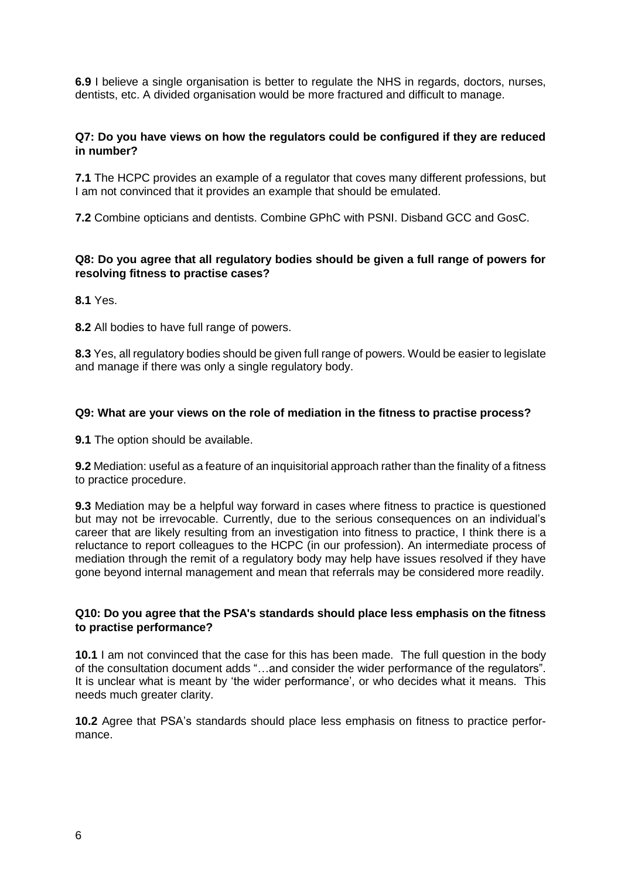**6.9** I believe a single organisation is better to regulate the NHS in regards, doctors, nurses, dentists, etc. A divided organisation would be more fractured and difficult to manage.

**Q7: Do you have views on how the regulators could be configured if they are reduced in number?**

**7.1** The HCPC provides an example of a regulator that coves many different professions, but I am not convinced that it provides an example that should be emulated.

**7.2** Combine opticians and dentists. Combine GPhC with PSNI. Disband GCC and GosC.

**Q8: Do you agree that all regulatory bodies should be given a full range of powers for resolving fitness to practise cases?**

**8.1** Yes.

**8.2** All bodies to have full range of powers.

**8.3** Yes, all regulatory bodies should be given full range of powers. Would be easier to legislate and manage if there was only a single regulatory body.

**Q9: What are your views on the role of mediation in the fitness to practise process?**

**9.1** The option should be available.

**9.2** Mediation: useful as a feature of an inquisitorial approach rather than the finality of a fitness to practice procedure.

**9.3** Mediation may be a helpful way forward in cases where fitness to practice is questioned but may not be irrevocable. Currently, due to the serious consequences on an individual's career that are likely resulting from an investigation into fitness to practice, I think there is a reluctance to report colleagues to the HCPC (in our profession). An intermediate process of mediation through the remit of a regulatory body may help have issues resolved if they have gone beyond internal management and mean that referrals may be considered more readily.

**Q10: Do you agree that the PSA's standards should place less emphasis on the fitness to practise performance?**

**10.1** I am not convinced that the case for this has been made. The full question in the body of the consultation document adds "…and consider the wider performance of the regulators". It is unclear what is meant by 'the wider performance', or who decides what it means. This needs much greater clarity.

**10.2** Agree that PSA's standards should place less emphasis on fitness to practice performance.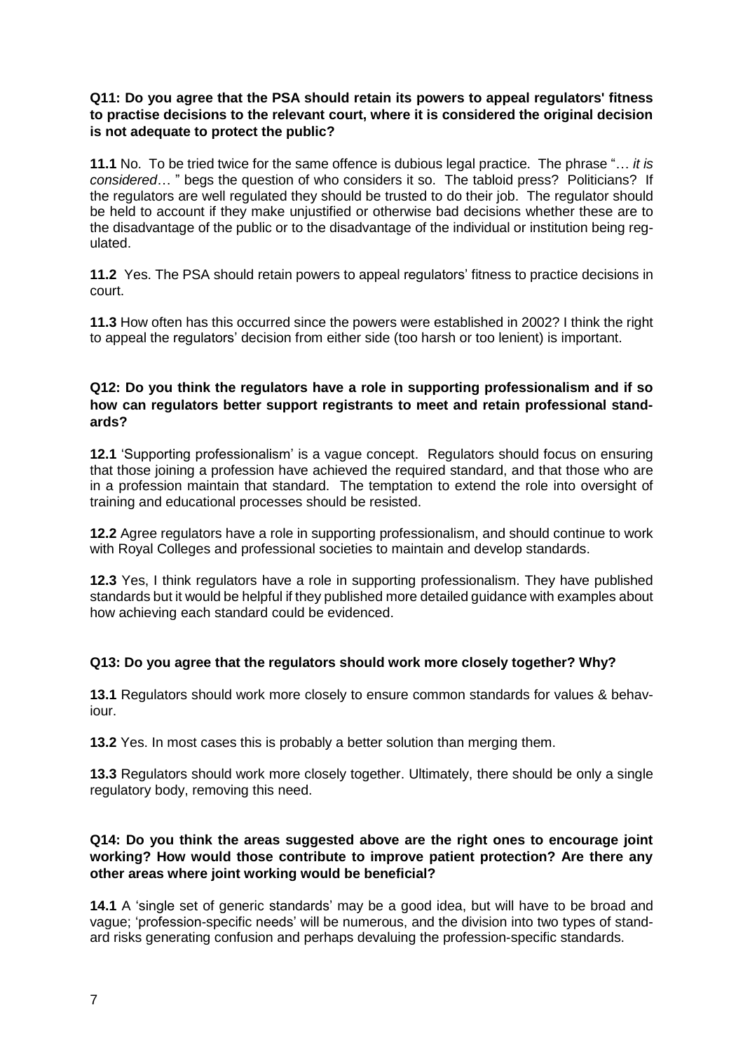**Q11: Do you agree that the PSA should retain its powers to appeal regulators' fitness to practise decisions to the relevant court, where it is considered the original decision is not adequate to protect the public?**

**11.1** No. To be tried twice for the same offence is dubious legal practice. The phrase "… *it is considered*… " begs the question of who considers it so. The tabloid press? Politicians? If the regulators are well regulated they should be trusted to do their job. The regulator should be held to account if they make unjustified or otherwise bad decisions whether these are to the disadvantage of the public or to the disadvantage of the individual or institution being regulated.

**11.2** Yes. The PSA should retain powers to appeal regulators' fitness to practice decisions in court.

**11.3** How often has this occurred since the powers were established in 2002? I think the right to appeal the regulators' decision from either side (too harsh or too lenient) is important.

**Q12: Do you think the regulators have a role in supporting professionalism and if so how can regulators better support registrants to meet and retain professional standards?**

**12.1** 'Supporting professionalism' is a vague concept. Regulators should focus on ensuring that those joining a profession have achieved the required standard, and that those who are in a profession maintain that standard. The temptation to extend the role into oversight of training and educational processes should be resisted.

**12.2** Agree regulators have a role in supporting professionalism, and should continue to work with Royal Colleges and professional societies to maintain and develop standards.

**12.3** Yes, I think regulators have a role in supporting professionalism. They have published standards but it would be helpful if they published more detailed guidance with examples about how achieving each standard could be evidenced.

**Q13: Do you agree that the regulators should work more closely together? Why?**

**13.1** Regulators should work more closely to ensure common standards for values & behaviour.

**13.2** Yes. In most cases this is probably a better solution than merging them.

**13.3** Regulators should work more closely together. Ultimately, there should be only a single regulatory body, removing this need.

**Q14: Do you think the areas suggested above are the right ones to encourage joint working? How would those contribute to improve patient protection? Are there any other areas where joint working would be beneficial?**

**14.1** A 'single set of generic standards' may be a good idea, but will have to be broad and vague; 'profession-specific needs' will be numerous, and the division into two types of standard risks generating confusion and perhaps devaluing the profession-specific standards.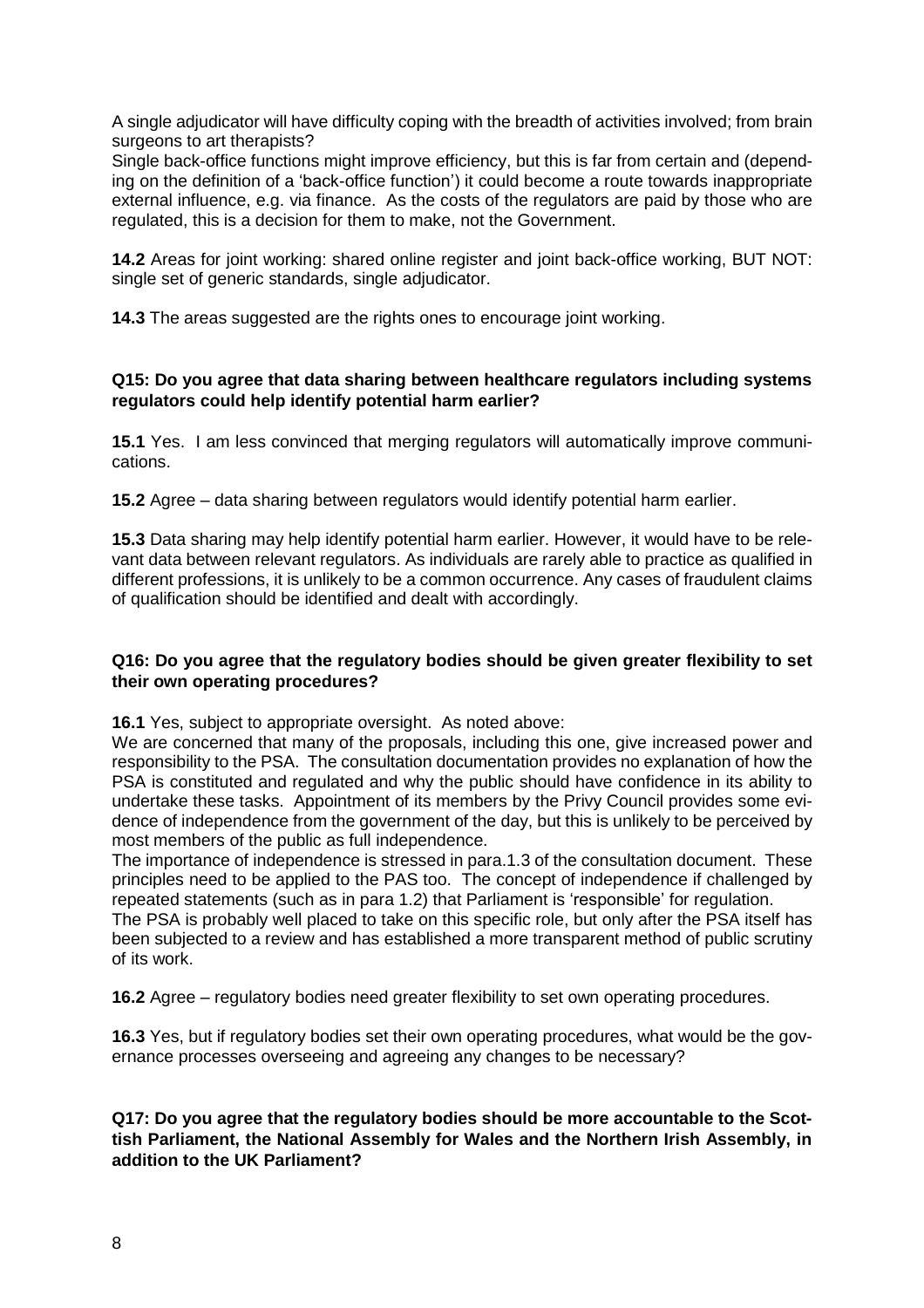A single adjudicator will have difficulty coping with the breadth of activities involved; from brain surgeons to art therapists?

Single back-office functions might improve efficiency, but this is far from certain and (depending on the definition of a 'back-office function') it could become a route towards inappropriate external influence, e.g. via finance. As the costs of the regulators are paid by those who are regulated, this is a decision for them to make, not the Government.

**14.2** Areas for joint working: shared online register and joint back-office working, BUT NOT: single set of generic standards, single adjudicator.

**14.3** The areas suggested are the rights ones to encourage joint working.

**Q15: Do you agree that data sharing between healthcare regulators including systems regulators could help identify potential harm earlier?**

**15.1** Yes. I am less convinced that merging regulators will automatically improve communications.

**15.2** Agree – data sharing between regulators would identify potential harm earlier.

**15.3** Data sharing may help identify potential harm earlier. However, it would have to be relevant data between relevant regulators. As individuals are rarely able to practice as qualified in different professions, it is unlikely to be a common occurrence. Any cases of fraudulent claims of qualification should be identified and dealt with accordingly.

**Q16: Do you agree that the regulatory bodies should be given greater flexibility to set their own operating procedures?**

**16.1** Yes, subject to appropriate oversight. As noted above:

We are concerned that many of the proposals, including this one, give increased power and responsibility to the PSA. The consultation documentation provides no explanation of how the PSA is constituted and regulated and why the public should have confidence in its ability to undertake these tasks. Appointment of its members by the Privy Council provides some evidence of independence from the government of the day, but this is unlikely to be perceived by most members of the public as full independence.

The importance of independence is stressed in para.1.3 of the consultation document. These principles need to be applied to the PAS too. The concept of independence if challenged by repeated statements (such as in para 1.2) that Parliament is 'responsible' for regulation.

The PSA is probably well placed to take on this specific role, but only after the PSA itself has been subjected to a review and has established a more transparent method of public scrutiny of its work.

**16.2** Agree – regulatory bodies need greater flexibility to set own operating procedures.

**16.3** Yes, but if regulatory bodies set their own operating procedures, what would be the governance processes overseeing and agreeing any changes to be necessary?

**Q17: Do you agree that the regulatory bodies should be more accountable to the Scottish Parliament, the National Assembly for Wales and the Northern Irish Assembly, in addition to the UK Parliament?**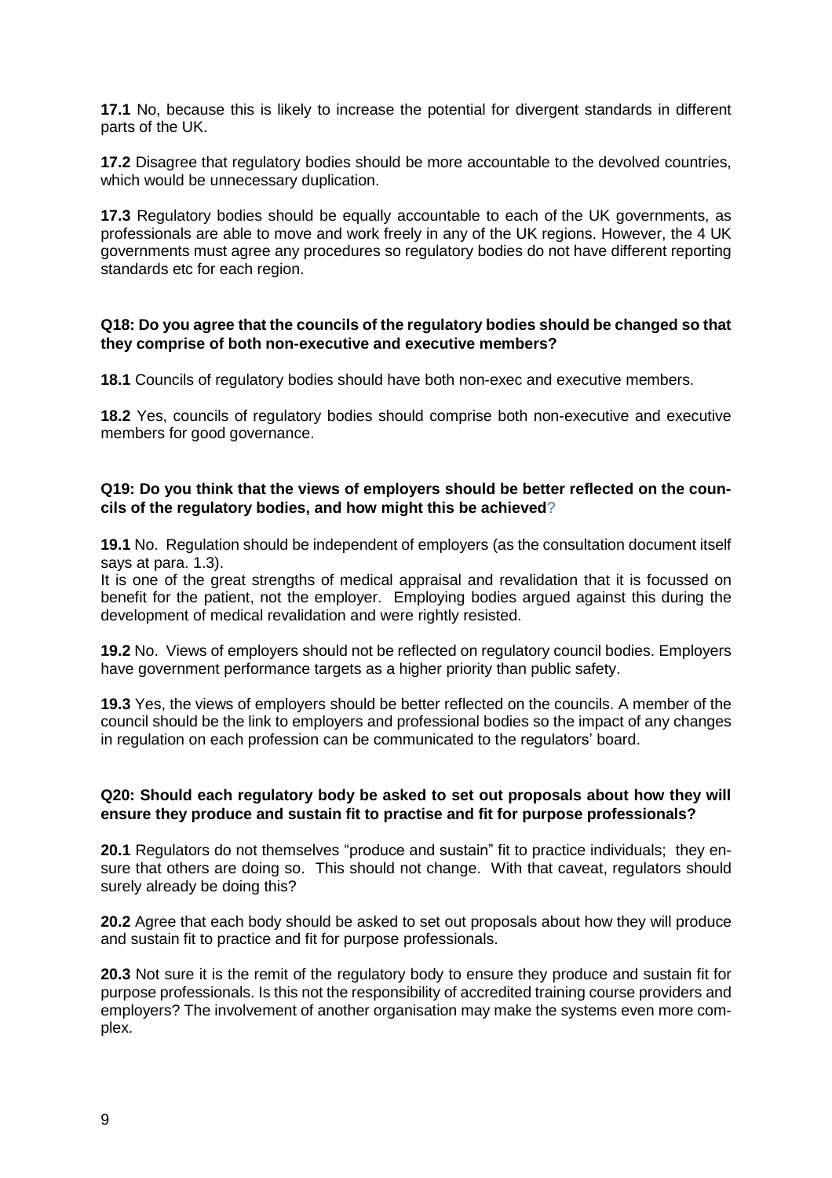**17.1** No, because this is likely to increase the potential for divergent standards in different parts of the UK.

**17.2** Disagree that regulatory bodies should be more accountable to the devolved countries, which would be unnecessary duplication.

**17.3** Regulatory bodies should be equally accountable to each of the UK governments, as professionals are able to move and work freely in any of the UK regions. However, the 4 UK governments must agree any procedures so regulatory bodies do not have different reporting standards etc for each region.

**Q18: Do you agree that the councils of the regulatory bodies should be changed so that they comprise of both non-executive and executive members?**

**18.1** Councils of regulatory bodies should have both non-exec and executive members.

**18.2** Yes, councils of regulatory bodies should comprise both non-executive and executive members for good governance.

**Q19: Do you think that the views of employers should be better reflected on the councils of the regulatory bodies, and how might this be achieved?**

**19.1** No. Regulation should be independent of employers (as the consultation document itself says at para. 1.3).
It is one of the great strengths of medical appraisal and revalidation that it is focussed on benefit for the patient, not the employer. Employing bodies argued against this during the development of medical revalidation and were rightly resisted.

**19.2** No. Views of employers should not be reflected on regulatory council bodies. Employers have government performance targets as a higher priority than public safety.

**19.3** Yes, the views of employers should be better reflected on the councils. A member of the council should be the link to employers and professional bodies so the impact of any changes in regulation on each profession can be communicated to the regulators' board.

**Q20: Should each regulatory body be asked to set out proposals about how they will ensure they produce and sustain fit to practise and fit for purpose professionals?**

**20.1** Regulators do not themselves "produce and sustain" fit to practice individuals; they ensure that others are doing so. This should not change. With that caveat, regulators should surely already be doing this?

**20.2** Agree that each body should be asked to set out proposals about how they will produce and sustain fit to practice and fit for purpose professionals.

**20.3** Not sure it is the remit of the regulatory body to ensure they produce and sustain fit for purpose professionals. Is this not the responsibility of accredited training course providers and employers? The involvement of another organisation may make the systems even more complex.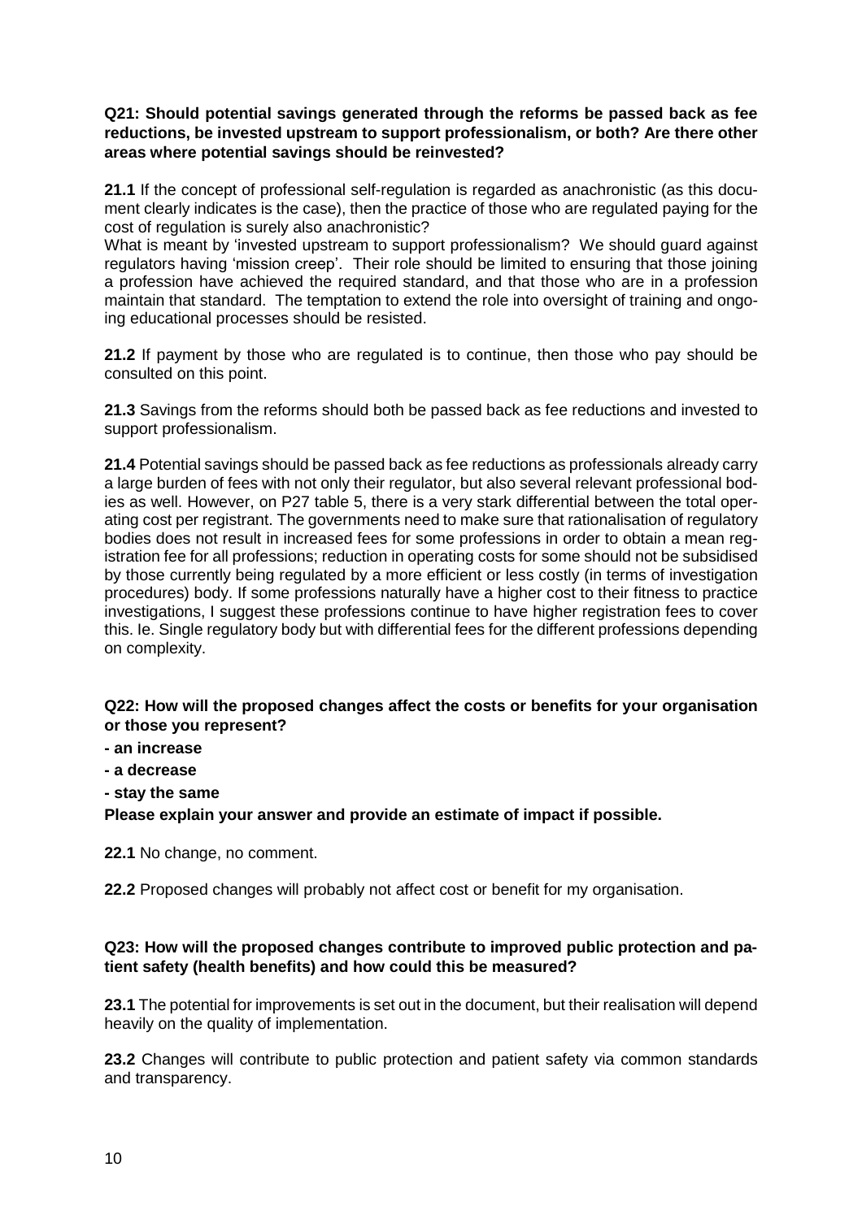**Q21: Should potential savings generated through the reforms be passed back as fee reductions, be invested upstream to support professionalism, or both? Are there other areas where potential savings should be reinvested?**

**21.1** If the concept of professional self-regulation is regarded as anachronistic (as this document clearly indicates is the case), then the practice of those who are regulated paying for the cost of regulation is surely also anachronistic?
What is meant by 'invested upstream to support professionalism? We should guard against regulators having 'mission creep'. Their role should be limited to ensuring that those joining a profession have achieved the required standard, and that those who are in a profession maintain that standard. The temptation to extend the role into oversight of training and ongoing educational processes should be resisted.

**21.2** If payment by those who are regulated is to continue, then those who pay should be consulted on this point.

**21.3** Savings from the reforms should both be passed back as fee reductions and invested to support professionalism.

**21.4** Potential savings should be passed back as fee reductions as professionals already carry a large burden of fees with not only their regulator, but also several relevant professional bodies as well. However, on P27 table 5, there is a very stark differential between the total operating cost per registrant. The governments need to make sure that rationalisation of regulatory bodies does not result in increased fees for some professions in order to obtain a mean registration fee for all professions; reduction in operating costs for some should not be subsidised by those currently being regulated by a more efficient or less costly (in terms of investigation procedures) body. If some professions naturally have a higher cost to their fitness to practice investigations, I suggest these professions continue to have higher registration fees to cover this. Ie. Single regulatory body but with differential fees for the different professions depending on complexity.

**Q22: How will the proposed changes affect the costs or benefits for your organisation or those you represent?**

**- an increase**

**- a decrease**

**- stay the same**

**Please explain your answer and provide an estimate of impact if possible.**

**22.1** No change, no comment.

**22.2** Proposed changes will probably not affect cost or benefit for my organisation.

**Q23: How will the proposed changes contribute to improved public protection and patient safety (health benefits) and how could this be measured?**

**23.1** The potential for improvements is set out in the document, but their realisation will depend heavily on the quality of implementation.

**23.2** Changes will contribute to public protection and patient safety via common standards and transparency.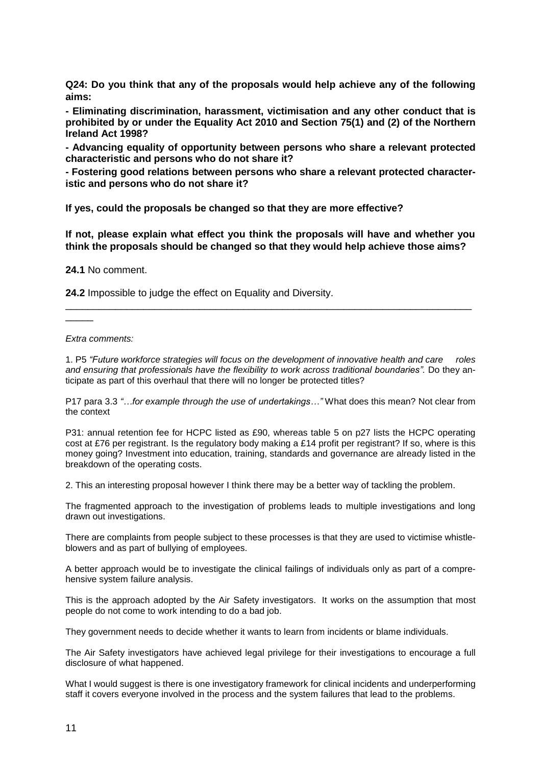**Q24: Do you think that any of the proposals would help achieve any of the following aims:**

**- Eliminating discrimination, harassment, victimisation and any other conduct that is prohibited by or under the Equality Act 2010 and Section 75(1) and (2) of the Northern Ireland Act 1998?**

**- Advancing equality of opportunity between persons who share a relevant protected characteristic and persons who do not share it?**

**- Fostering good relations between persons who share a relevant protected characteristic and persons who do not share it?**

**If yes, could the proposals be changed so that they are more effective?**

**If not, please explain what effect you think the proposals will have and whether you think the proposals should be changed so that they would help achieve those aims?**

**24.1** No comment.

**24.2** Impossible to judge the effect on Equality and Diversity.

---

*Extra comments:*

1. P5 *"Future workforce strategies will focus on the development of innovative health and care roles and ensuring that professionals have the flexibility to work across traditional boundaries".* Do they anticipate as part of this overhaul that there will no longer be protected titles?

P17 para 3.3 *"…for example through the use of undertakings…"* What does this mean? Not clear from the context

P31: annual retention fee for HCPC listed as £90, whereas table 5 on p27 lists the HCPC operating cost at £76 per registrant. Is the regulatory body making a £14 profit per registrant? If so, where is this money going? Investment into education, training, standards and governance are already listed in the breakdown of the operating costs.

2. This an interesting proposal however I think there may be a better way of tackling the problem.

The fragmented approach to the investigation of problems leads to multiple investigations and long drawn out investigations.

There are complaints from people subject to these processes is that they are used to victimise whistle-blowers and as part of bullying of employees.

A better approach would be to investigate the clinical failings of individuals only as part of a comprehensive system failure analysis.

This is the approach adopted by the Air Safety investigators. It works on the assumption that most people do not come to work intending to do a bad job.

They government needs to decide whether it wants to learn from incidents or blame individuals.

The Air Safety investigators have achieved legal privilege for their investigations to encourage a full disclosure of what happened.

What I would suggest is there is one investigatory framework for clinical incidents and underperforming staff it covers everyone involved in the process and the system failures that lead to the problems.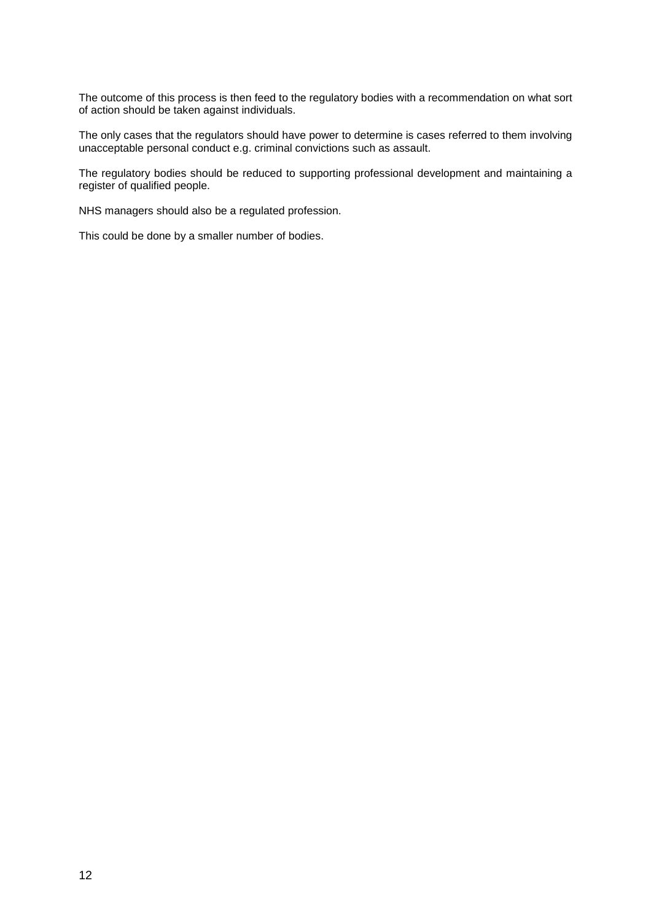The outcome of this process is then feed to the regulatory bodies with a recommendation on what sort of action should be taken against individuals.

The only cases that the regulators should have power to determine is cases referred to them involving unacceptable personal conduct e.g. criminal convictions such as assault.

The regulatory bodies should be reduced to supporting professional development and maintaining a register of qualified people.

NHS managers should also be a regulated profession.

This could be done by a smaller number of bodies.